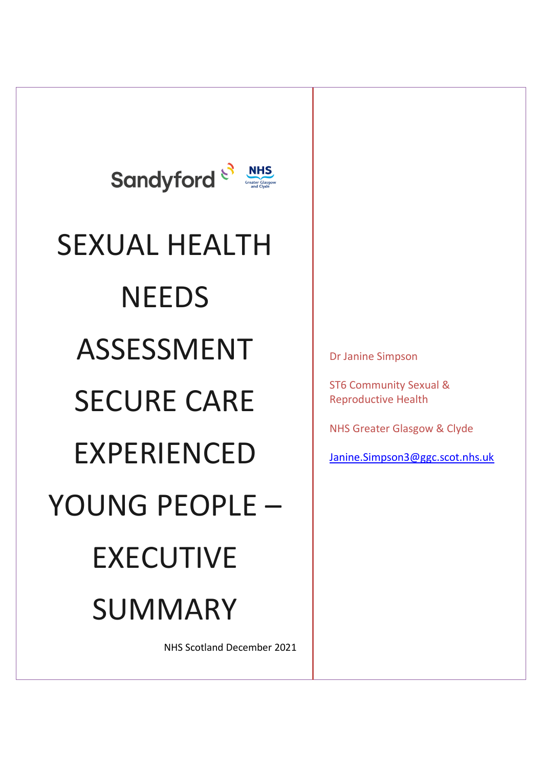Sandyford NHS Greater Glasgow and Clyde

# SEXUAL HEALTH NEEDS ASSESSMENT SECURE CARE EXPERIENCED YOUNG PEOPLE – EXECUTIVE SUMMARY

NHS Scotland December 2021

Dr Janine Simpson

ST6 Community Sexual & Reproductive Health

NHS Greater Glasgow & Clyde

Janine.Simpson3@ggc.scot.nhs.uk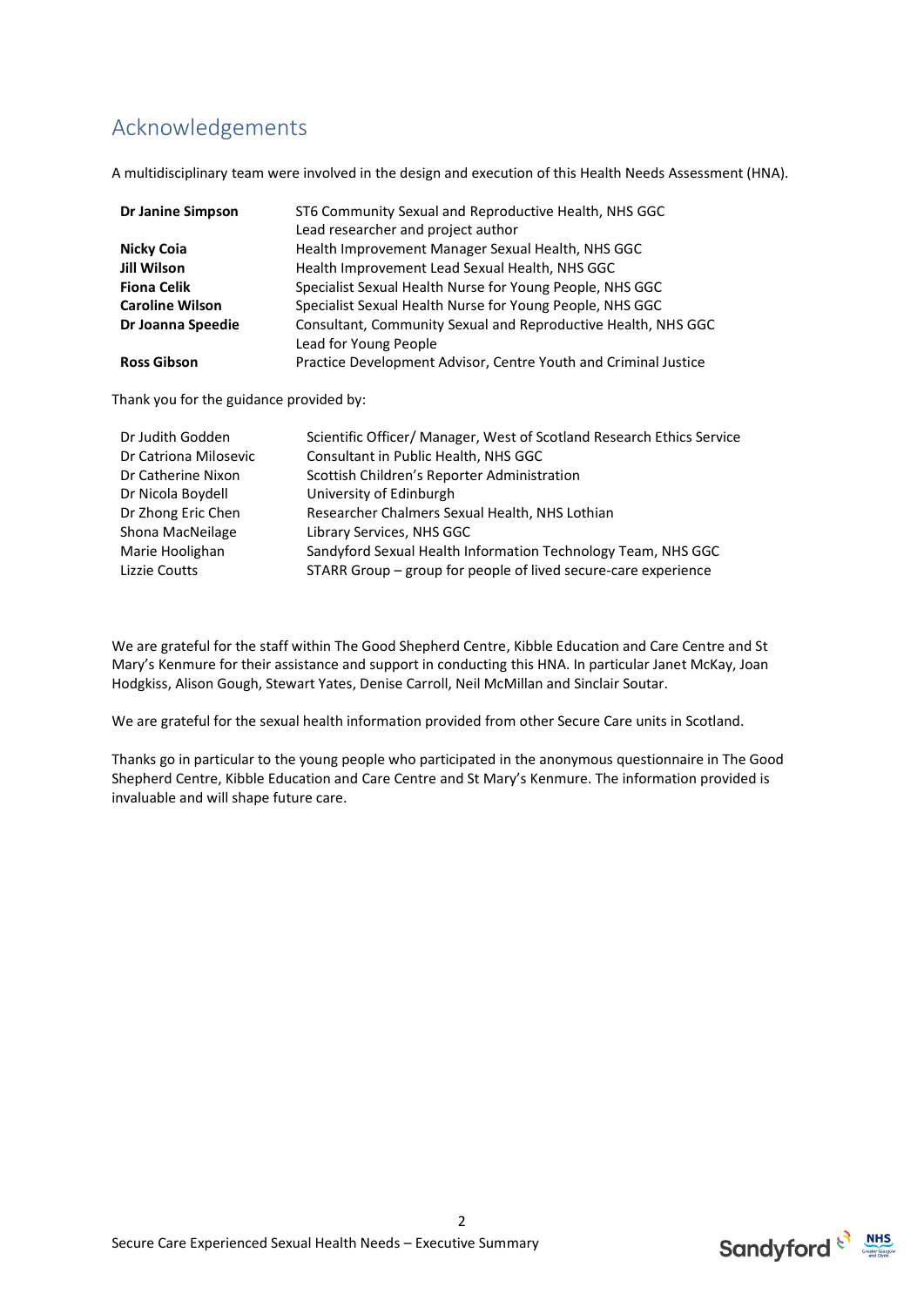## Acknowledgements

A multidisciplinary team were involved in the design and execution of this Health Needs Assessment (HNA).

| | |
|---|---|
| **Dr Janine Simpson** | ST6 Community Sexual and Reproductive Health, NHS GGC<br>Lead researcher and project author |
| **Nicky Coia** | Health Improvement Manager Sexual Health, NHS GGC |
| **Jill Wilson** | Health Improvement Lead Sexual Health, NHS GGC |
| **Fiona Celik** | Specialist Sexual Health Nurse for Young People, NHS GGC |
| **Caroline Wilson** | Specialist Sexual Health Nurse for Young People, NHS GGC |
| **Dr Joanna Speedie** | Consultant, Community Sexual and Reproductive Health, NHS GGC<br>Lead for Young People |
| **Ross Gibson** | Practice Development Advisor, Centre Youth and Criminal Justice |

Thank you for the guidance provided by:

| | |
|---|---|
| Dr Judith Godden | Scientific Officer/ Manager, West of Scotland Research Ethics Service |
| Dr Catriona Milosevic | Consultant in Public Health, NHS GGC |
| Dr Catherine Nixon | Scottish Children's Reporter Administration |
| Dr Nicola Boydell | University of Edinburgh |
| Dr Zhong Eric Chen | Researcher Chalmers Sexual Health, NHS Lothian |
| Shona MacNeilage | Library Services, NHS GGC |
| Marie Hoolighan | Sandyford Sexual Health Information Technology Team, NHS GGC |
| Lizzie Coutts | STARR Group – group for people of lived secure-care experience |

We are grateful for the staff within The Good Shepherd Centre, Kibble Education and Care Centre and St Mary's Kenmure for their assistance and support in conducting this HNA. In particular Janet McKay, Joan Hodgkiss, Alison Gough, Stewart Yates, Denise Carroll, Neil McMillan and Sinclair Soutar.

We are grateful for the sexual health information provided from other Secure Care units in Scotland.

Thanks go in particular to the young people who participated in the anonymous questionnaire in The Good Shepherd Centre, Kibble Education and Care Centre and St Mary's Kenmure. The information provided is invaluable and will shape future care.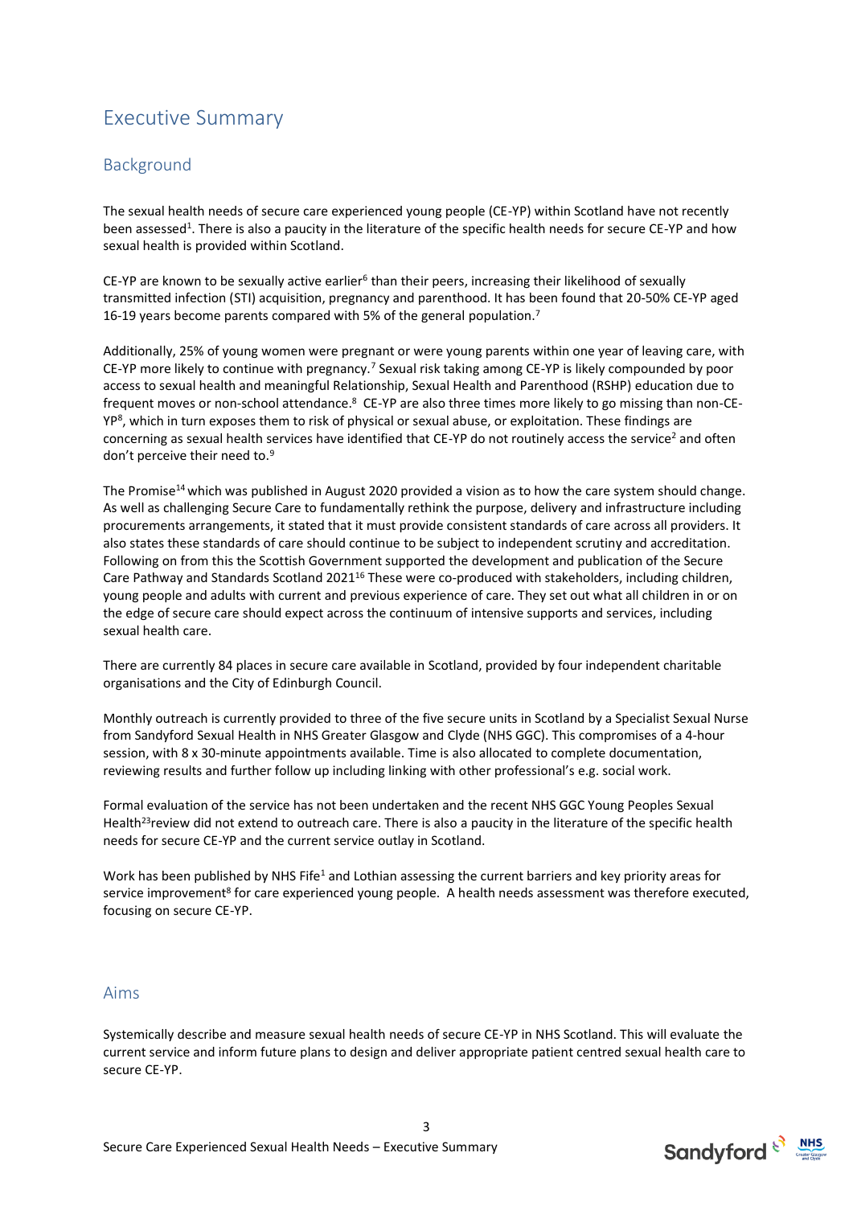# Executive Summary

## Background

The sexual health needs of secure care experienced young people (CE-YP) within Scotland have not recently been assessed[1]. There is also a paucity in the literature of the specific health needs for secure CE-YP and how sexual health is provided within Scotland.

CE-YP are known to be sexually active earlier[6] than their peers, increasing their likelihood of sexually transmitted infection (STI) acquisition, pregnancy and parenthood. It has been found that 20-50% CE-YP aged 16-19 years become parents compared with 5% of the general population.[7]

Additionally, 25% of young women were pregnant or were young parents within one year of leaving care, with CE-YP more likely to continue with pregnancy.[7] Sexual risk taking among CE-YP is likely compounded by poor access to sexual health and meaningful Relationship, Sexual Health and Parenthood (RSHP) education due to frequent moves or non-school attendance.[8] CE-YP are also three times more likely to go missing than non-CE-YP[8], which in turn exposes them to risk of physical or sexual abuse, or exploitation. These findings are concerning as sexual health services have identified that CE-YP do not routinely access the service[2] and often don't perceive their need to.[9]

The Promise[14] which was published in August 2020 provided a vision as to how the care system should change. As well as challenging Secure Care to fundamentally rethink the purpose, delivery and infrastructure including procurements arrangements, it stated that it must provide consistent standards of care across all providers. It also states these standards of care should continue to be subject to independent scrutiny and accreditation. Following on from this the Scottish Government supported the development and publication of the Secure Care Pathway and Standards Scotland 2021[16] These were co-produced with stakeholders, including children, young people and adults with current and previous experience of care. They set out what all children in or on the edge of secure care should expect across the continuum of intensive supports and services, including sexual health care.

There are currently 84 places in secure care available in Scotland, provided by four independent charitable organisations and the City of Edinburgh Council.

Monthly outreach is currently provided to three of the five secure units in Scotland by a Specialist Sexual Nurse from Sandyford Sexual Health in NHS Greater Glasgow and Clyde (NHS GGC). This compromises of a 4-hour session, with 8 x 30-minute appointments available. Time is also allocated to complete documentation, reviewing results and further follow up including linking with other professional's e.g. social work.

Formal evaluation of the service has not been undertaken and the recent NHS GGC Young Peoples Sexual Health[23]review did not extend to outreach care. There is also a paucity in the literature of the specific health needs for secure CE-YP and the current service outlay in Scotland.

Work has been published by NHS Fife[1] and Lothian assessing the current barriers and key priority areas for service improvement[8] for care experienced young people. A health needs assessment was therefore executed, focusing on secure CE-YP.

## Aims

Systemically describe and measure sexual health needs of secure CE-YP in NHS Scotland. This will evaluate the current service and inform future plans to design and deliver appropriate patient centred sexual health care to secure CE-YP.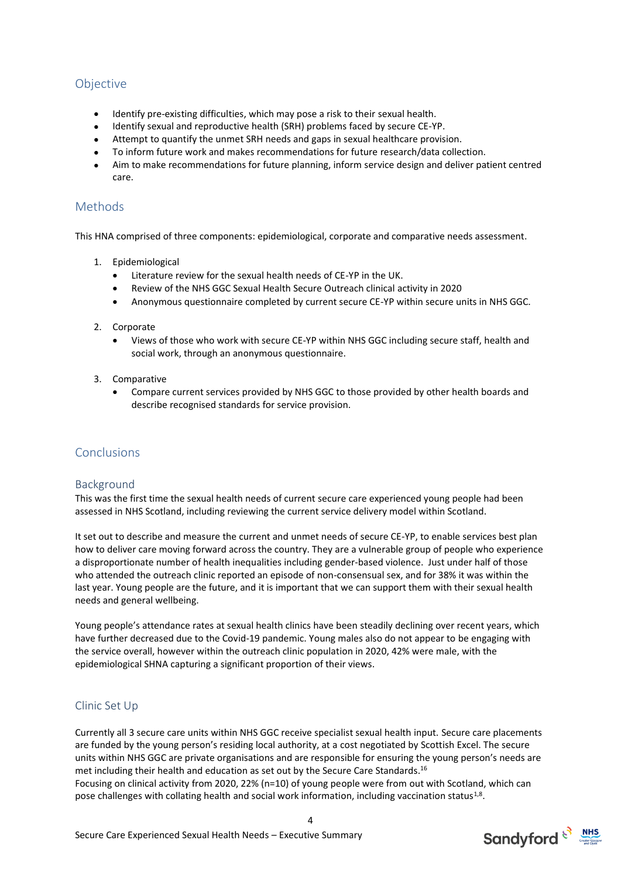## Objective

- Identify pre-existing difficulties, which may pose a risk to their sexual health.
- Identify sexual and reproductive health (SRH) problems faced by secure CE-YP.
- Attempt to quantify the unmet SRH needs and gaps in sexual healthcare provision.
- To inform future work and makes recommendations for future research/data collection.
- Aim to make recommendations for future planning, inform service design and deliver patient centred care.

## Methods

This HNA comprised of three components: epidemiological, corporate and comparative needs assessment.

1. Epidemiological
   - Literature review for the sexual health needs of CE-YP in the UK.
   - Review of the NHS GGC Sexual Health Secure Outreach clinical activity in 2020
   - Anonymous questionnaire completed by current secure CE-YP within secure units in NHS GGC.

2. Corporate
   - Views of those who work with secure CE-YP within NHS GGC including secure staff, health and social work, through an anonymous questionnaire.

3. Comparative
   - Compare current services provided by NHS GGC to those provided by other health boards and describe recognised standards for service provision.

## Conclusions

### Background

This was the first time the sexual health needs of current secure care experienced young people had been assessed in NHS Scotland, including reviewing the current service delivery model within Scotland.

It set out to describe and measure the current and unmet needs of secure CE-YP, to enable services best plan how to deliver care moving forward across the country. They are a vulnerable group of people who experience a disproportionate number of health inequalities including gender-based violence. Just under half of those who attended the outreach clinic reported an episode of non-consensual sex, and for 38% it was within the last year. Young people are the future, and it is important that we can support them with their sexual health needs and general wellbeing.

Young people's attendance rates at sexual health clinics have been steadily declining over recent years, which have further decreased due to the Covid-19 pandemic. Young males also do not appear to be engaging with the service overall, however within the outreach clinic population in 2020, 42% were male, with the epidemiological SHNA capturing a significant proportion of their views.

## Clinic Set Up

Currently all 3 secure care units within NHS GGC receive specialist sexual health input. Secure care placements are funded by the young person's residing local authority, at a cost negotiated by Scottish Excel. The secure units within NHS GGC are private organisations and are responsible for ensuring the young person's needs are met including their health and education as set out by the Secure Care Standards.[16]
Focusing on clinical activity from 2020, 22% (n=10) of young people were from out with Scotland, which can pose challenges with collating health and social work information, including vaccination status[1,8].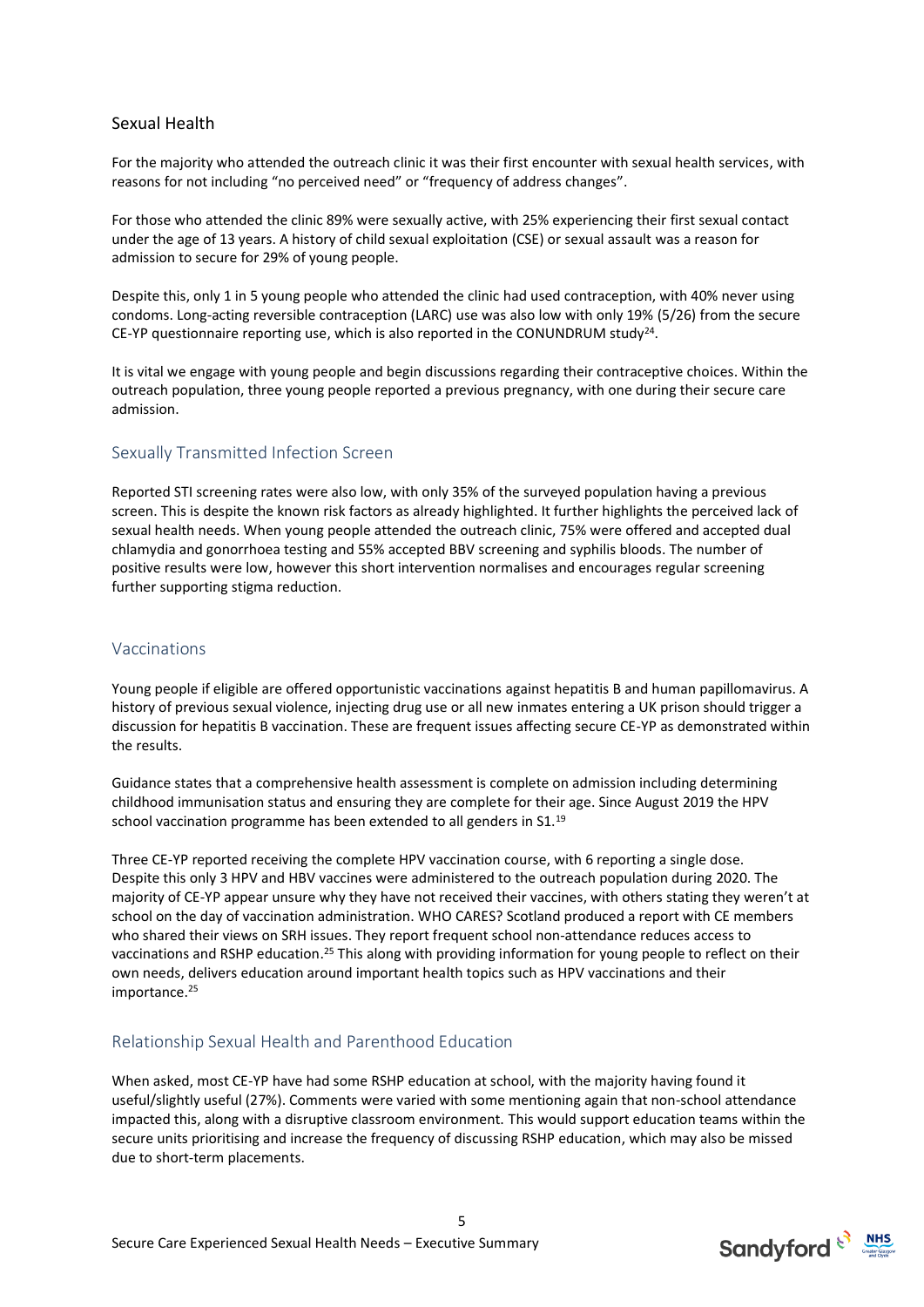## Sexual Health

For the majority who attended the outreach clinic it was their first encounter with sexual health services, with reasons for not including "no perceived need" or "frequency of address changes".

For those who attended the clinic 89% were sexually active, with 25% experiencing their first sexual contact under the age of 13 years. A history of child sexual exploitation (CSE) or sexual assault was a reason for admission to secure for 29% of young people.

Despite this, only 1 in 5 young people who attended the clinic had used contraception, with 40% never using condoms. Long-acting reversible contraception (LARC) use was also low with only 19% (5/26) from the secure CE-YP questionnaire reporting use, which is also reported in the CONUNDRUM study[24].

It is vital we engage with young people and begin discussions regarding their contraceptive choices. Within the outreach population, three young people reported a previous pregnancy, with one during their secure care admission.

## Sexually Transmitted Infection Screen

Reported STI screening rates were also low, with only 35% of the surveyed population having a previous screen. This is despite the known risk factors as already highlighted. It further highlights the perceived lack of sexual health needs. When young people attended the outreach clinic, 75% were offered and accepted dual chlamydia and gonorrhoea testing and 55% accepted BBV screening and syphilis bloods. The number of positive results were low, however this short intervention normalises and encourages regular screening further supporting stigma reduction.

## Vaccinations

Young people if eligible are offered opportunistic vaccinations against hepatitis B and human papillomavirus. A history of previous sexual violence, injecting drug use or all new inmates entering a UK prison should trigger a discussion for hepatitis B vaccination. These are frequent issues affecting secure CE-YP as demonstrated within the results.

Guidance states that a comprehensive health assessment is complete on admission including determining childhood immunisation status and ensuring they are complete for their age. Since August 2019 the HPV school vaccination programme has been extended to all genders in S1.[19]

Three CE-YP reported receiving the complete HPV vaccination course, with 6 reporting a single dose. Despite this only 3 HPV and HBV vaccines were administered to the outreach population during 2020. The majority of CE-YP appear unsure why they have not received their vaccines, with others stating they weren't at school on the day of vaccination administration. WHO CARES? Scotland produced a report with CE members who shared their views on SRH issues. They report frequent school non-attendance reduces access to vaccinations and RSHP education.[25] This along with providing information for young people to reflect on their own needs, delivers education around important health topics such as HPV vaccinations and their importance.[25]

## Relationship Sexual Health and Parenthood Education

When asked, most CE-YP have had some RSHP education at school, with the majority having found it useful/slightly useful (27%). Comments were varied with some mentioning again that non-school attendance impacted this, along with a disruptive classroom environment. This would support education teams within the secure units prioritising and increase the frequency of discussing RSHP education, which may also be missed due to short-term placements.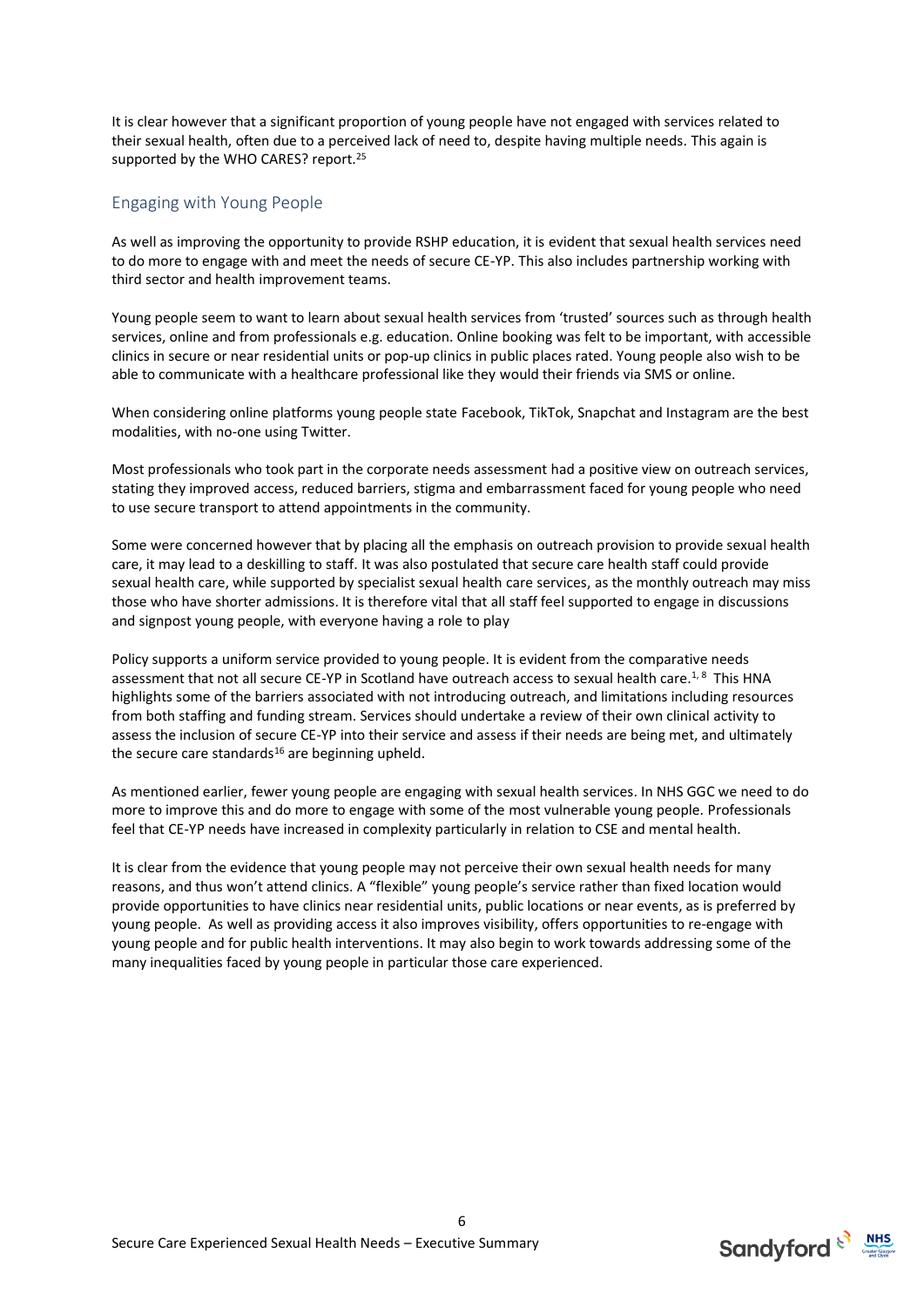It is clear however that a significant proportion of young people have not engaged with services related to their sexual health, often due to a perceived lack of need to, despite having multiple needs. This again is supported by the WHO CARES? report.[25]

## Engaging with Young People

As well as improving the opportunity to provide RSHP education, it is evident that sexual health services need to do more to engage with and meet the needs of secure CE-YP. This also includes partnership working with third sector and health improvement teams.

Young people seem to want to learn about sexual health services from 'trusted' sources such as through health services, online and from professionals e.g. education. Online booking was felt to be important, with accessible clinics in secure or near residential units or pop-up clinics in public places rated. Young people also wish to be able to communicate with a healthcare professional like they would their friends via SMS or online.

When considering online platforms young people state Facebook, TikTok, Snapchat and Instagram are the best modalities, with no-one using Twitter.

Most professionals who took part in the corporate needs assessment had a positive view on outreach services, stating they improved access, reduced barriers, stigma and embarrassment faced for young people who need to use secure transport to attend appointments in the community.

Some were concerned however that by placing all the emphasis on outreach provision to provide sexual health care, it may lead to a deskilling to staff. It was also postulated that secure care health staff could provide sexual health care, while supported by specialist sexual health care services, as the monthly outreach may miss those who have shorter admissions. It is therefore vital that all staff feel supported to engage in discussions and signpost young people, with everyone having a role to play

Policy supports a uniform service provided to young people. It is evident from the comparative needs assessment that not all secure CE-YP in Scotland have outreach access to sexual health care.[1, 8] This HNA highlights some of the barriers associated with not introducing outreach, and limitations including resources from both staffing and funding stream. Services should undertake a review of their own clinical activity to assess the inclusion of secure CE-YP into their service and assess if their needs are being met, and ultimately the secure care standards[16] are beginning upheld.

As mentioned earlier, fewer young people are engaging with sexual health services. In NHS GGC we need to do more to improve this and do more to engage with some of the most vulnerable young people. Professionals feel that CE-YP needs have increased in complexity particularly in relation to CSE and mental health.

It is clear from the evidence that young people may not perceive their own sexual health needs for many reasons, and thus won't attend clinics. A "flexible" young people's service rather than fixed location would provide opportunities to have clinics near residential units, public locations or near events, as is preferred by young people. As well as providing access it also improves visibility, offers opportunities to re-engage with young people and for public health interventions. It may also begin to work towards addressing some of the many inequalities faced by young people in particular those care experienced.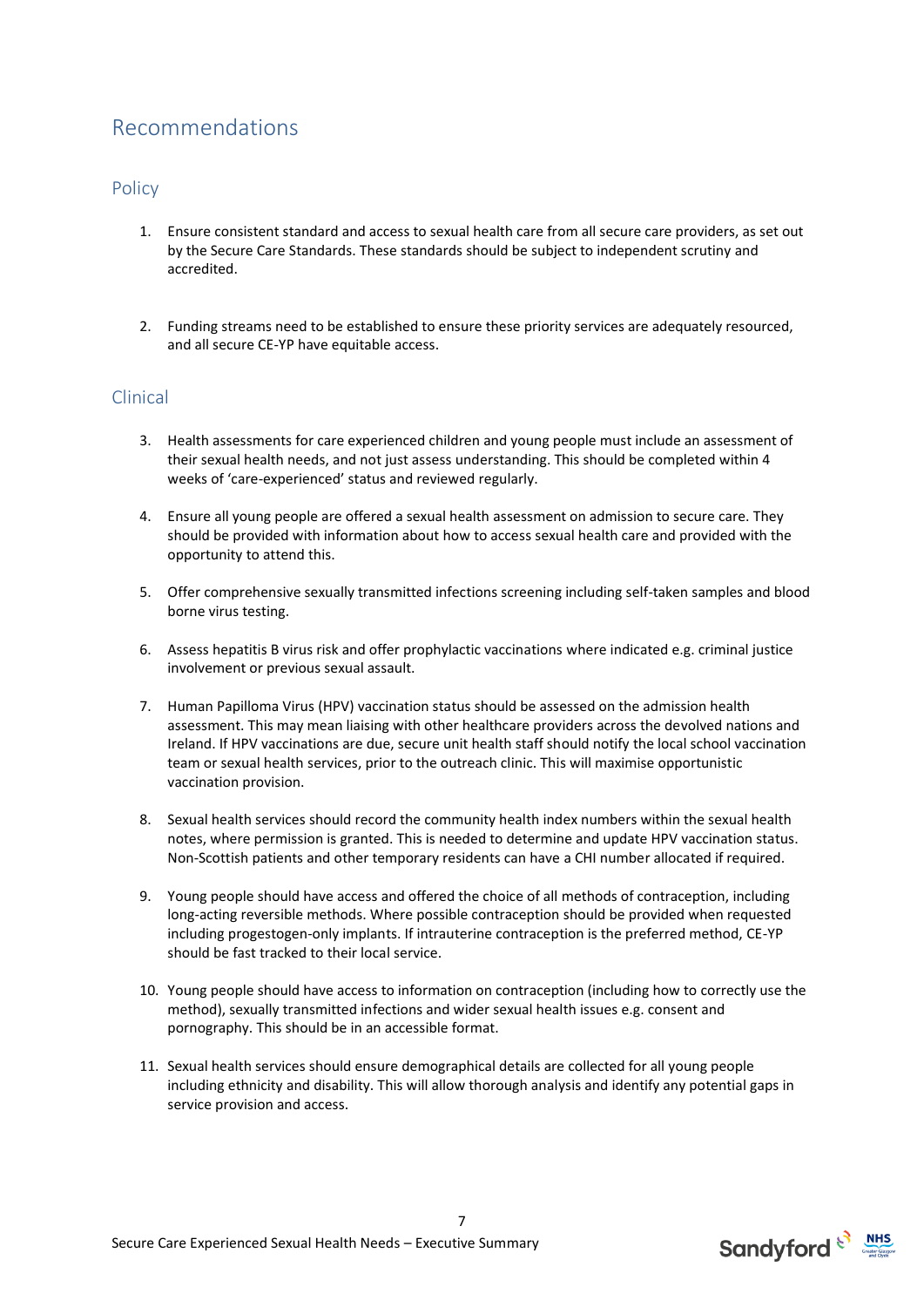# Recommendations

## Policy

1. Ensure consistent standard and access to sexual health care from all secure care providers, as set out by the Secure Care Standards. These standards should be subject to independent scrutiny and accredited.

2. Funding streams need to be established to ensure these priority services are adequately resourced, and all secure CE-YP have equitable access.

## Clinical

3. Health assessments for care experienced children and young people must include an assessment of their sexual health needs, and not just assess understanding. This should be completed within 4 weeks of 'care-experienced' status and reviewed regularly.

4. Ensure all young people are offered a sexual health assessment on admission to secure care. They should be provided with information about how to access sexual health care and provided with the opportunity to attend this.

5. Offer comprehensive sexually transmitted infections screening including self-taken samples and blood borne virus testing.

6. Assess hepatitis B virus risk and offer prophylactic vaccinations where indicated e.g. criminal justice involvement or previous sexual assault.

7. Human Papilloma Virus (HPV) vaccination status should be assessed on the admission health assessment. This may mean liaising with other healthcare providers across the devolved nations and Ireland. If HPV vaccinations are due, secure unit health staff should notify the local school vaccination team or sexual health services, prior to the outreach clinic. This will maximise opportunistic vaccination provision.

8. Sexual health services should record the community health index numbers within the sexual health notes, where permission is granted. This is needed to determine and update HPV vaccination status. Non-Scottish patients and other temporary residents can have a CHI number allocated if required.

9. Young people should have access and offered the choice of all methods of contraception, including long-acting reversible methods. Where possible contraception should be provided when requested including progestogen-only implants. If intrauterine contraception is the preferred method, CE-YP should be fast tracked to their local service.

10. Young people should have access to information on contraception (including how to correctly use the method), sexually transmitted infections and wider sexual health issues e.g. consent and pornography. This should be in an accessible format.

11. Sexual health services should ensure demographical details are collected for all young people including ethnicity and disability. This will allow thorough analysis and identify any potential gaps in service provision and access.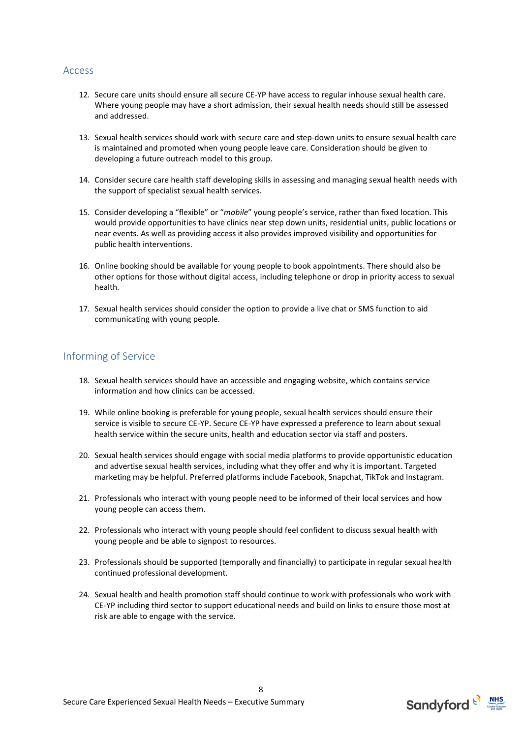## Access

12. Secure care units should ensure all secure CE-YP have access to regular inhouse sexual health care. Where young people may have a short admission, their sexual health needs should still be assessed and addressed.

13. Sexual health services should work with secure care and step-down units to ensure sexual health care is maintained and promoted when young people leave care. Consideration should be given to developing a future outreach model to this group.

14. Consider secure care health staff developing skills in assessing and managing sexual health needs with the support of specialist sexual health services.

15. Consider developing a "flexible" or "*mobile*" young people's service, rather than fixed location. This would provide opportunities to have clinics near step down units, residential units, public locations or near events. As well as providing access it also provides improved visibility and opportunities for public health interventions.

16. Online booking should be available for young people to book appointments. There should also be other options for those without digital access, including telephone or drop in priority access to sexual health.

17. Sexual health services should consider the option to provide a live chat or SMS function to aid communicating with young people.

## Informing of Service

18. Sexual health services should have an accessible and engaging website, which contains service information and how clinics can be accessed.

19. While online booking is preferable for young people, sexual health services should ensure their service is visible to secure CE-YP. Secure CE-YP have expressed a preference to learn about sexual health service within the secure units, health and education sector via staff and posters.

20. Sexual health services should engage with social media platforms to provide opportunistic education and advertise sexual health services, including what they offer and why it is important. Targeted marketing may be helpful. Preferred platforms include Facebook, Snapchat, TikTok and Instagram.

21. Professionals who interact with young people need to be informed of their local services and how young people can access them.

22. Professionals who interact with young people should feel confident to discuss sexual health with young people and be able to signpost to resources.

23. Professionals should be supported (temporally and financially) to participate in regular sexual health continued professional development.

24. Sexual health and health promotion staff should continue to work with professionals who work with CE-YP including third sector to support educational needs and build on links to ensure those most at risk are able to engage with the service.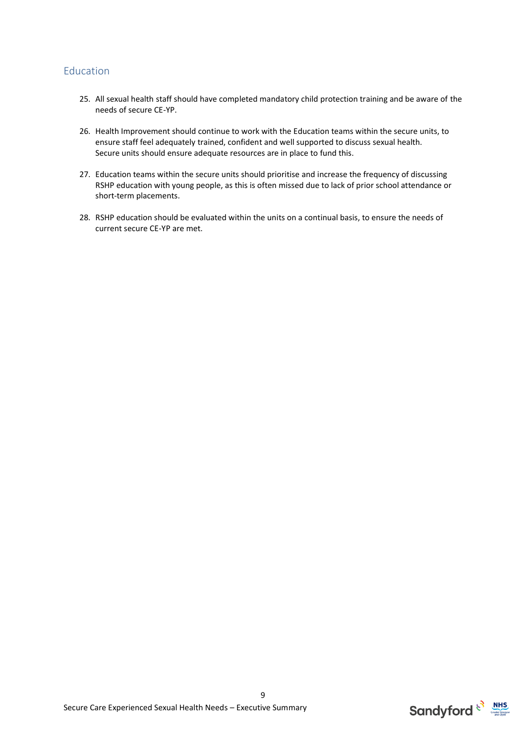## Education

25. All sexual health staff should have completed mandatory child protection training and be aware of the needs of secure CE-YP.
26. Health Improvement should continue to work with the Education teams within the secure units, to ensure staff feel adequately trained, confident and well supported to discuss sexual health. Secure units should ensure adequate resources are in place to fund this.
27. Education teams within the secure units should prioritise and increase the frequency of discussing RSHP education with young people, as this is often missed due to lack of prior school attendance or short-term placements.
28. RSHP education should be evaluated within the units on a continual basis, to ensure the needs of current secure CE-YP are met.